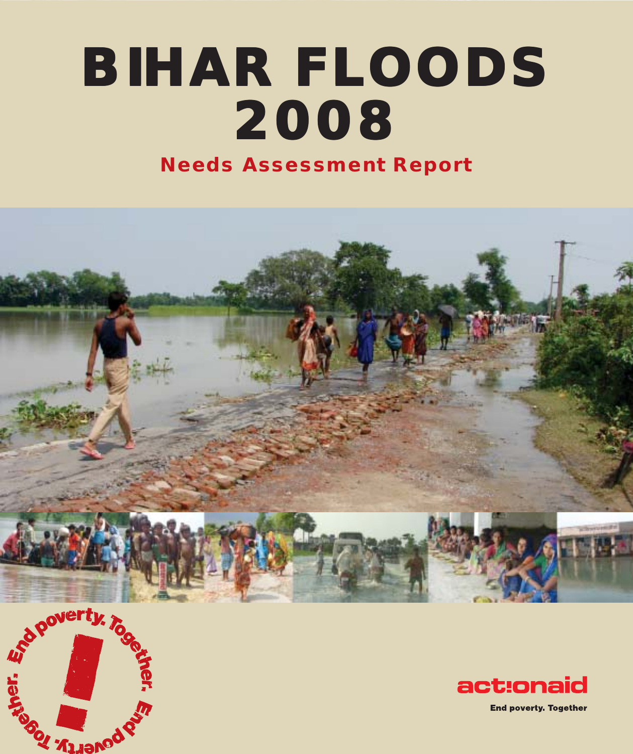# BIHAR FLOODS 2008

## Needs Assessment Report

End poverty. Together. End poverty. Together.

actionaid

End poverty. Together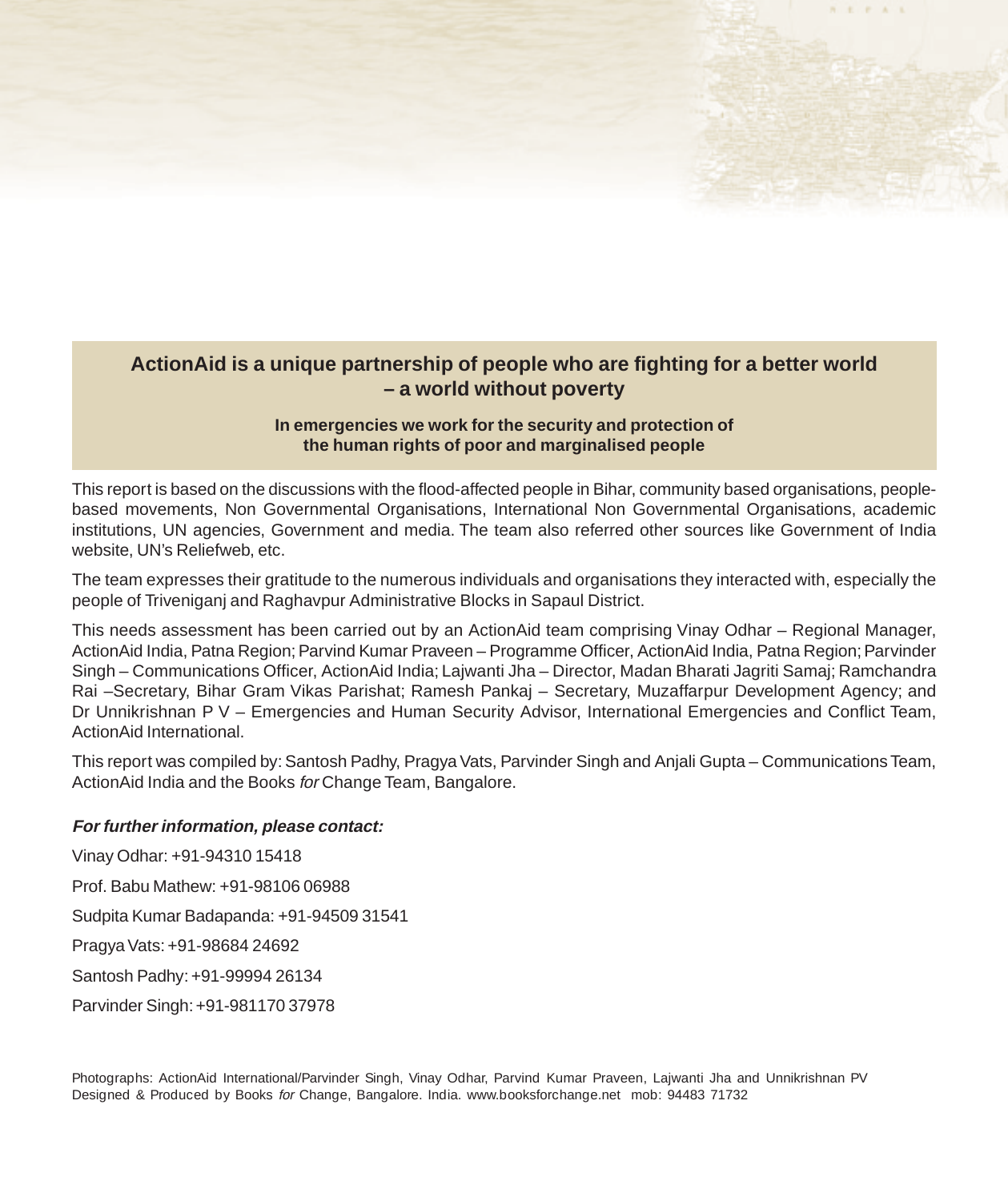**ActionAid is a unique partnership of people who are fighting for a better world – a world without poverty**

**In emergencies we work for the security and protection of the human rights of poor and marginalised people**

This report is based on the discussions with the flood-affected people in Bihar, community based organisations, people-based movements, Non Governmental Organisations, International Non Governmental Organisations, academic institutions, UN agencies, Government and media. The team also referred other sources like Government of India website, UN's Reliefweb, etc.

The team expresses their gratitude to the numerous individuals and organisations they interacted with, especially the people of Triveniganj and Raghavpur Administrative Blocks in Sapaul District.

This needs assessment has been carried out by an ActionAid team comprising Vinay Odhar – Regional Manager, ActionAid India, Patna Region; Parvind Kumar Praveen – Programme Officer, ActionAid India, Patna Region; Parvinder Singh – Communications Officer, ActionAid India; Lajwanti Jha – Director, Madan Bharati Jagriti Samaj; Ramchandra Rai –Secretary, Bihar Gram Vikas Parishat; Ramesh Pankaj – Secretary, Muzaffarpur Development Agency; and Dr Unnikrishnan P V – Emergencies and Human Security Advisor, International Emergencies and Conflict Team, ActionAid International.

This report was compiled by: Santosh Padhy, Pragya Vats, Parvinder Singh and Anjali Gupta – Communications Team, ActionAid India and the Books *for* Change Team, Bangalore.

***For further information, please contact:***

Vinay Odhar: +91-94310 15418

Prof. Babu Mathew: +91-98106 06988

Sudpita Kumar Badapanda: +91-94509 31541

Pragya Vats: +91-98684 24692

Santosh Padhy: +91-99994 26134

Parvinder Singh: +91-981170 37978

Photographs: ActionAid International/Parvinder Singh, Vinay Odhar, Parvind Kumar Praveen, Lajwanti Jha and Unnikrishnan PV
Designed & Produced by Books *for* Change, Bangalore. India. www.booksforchange.net mob: 94483 71732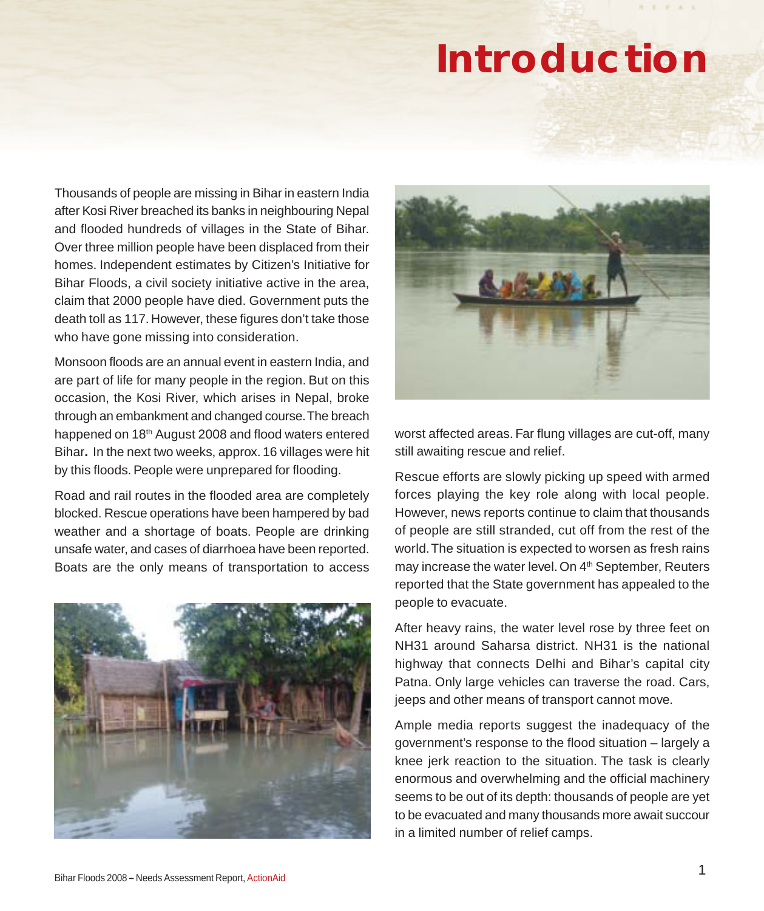# Introduction

Thousands of people are missing in Bihar in eastern India after Kosi River breached its banks in neighbouring Nepal and flooded hundreds of villages in the State of Bihar. Over three million people have been displaced from their homes. Independent estimates by Citizen's Initiative for Bihar Floods, a civil society initiative active in the area, claim that 2000 people have died. Government puts the death toll as 117. However, these figures don't take those who have gone missing into consideration.

Monsoon floods are an annual event in eastern India, and are part of life for many people in the region. But on this occasion, the Kosi River, which arises in Nepal, broke through an embankment and changed course. The breach happened on 18th August 2008 and flood waters entered Bihar**.** In the next two weeks, approx. 16 villages were hit by this floods. People were unprepared for flooding.

Road and rail routes in the flooded area are completely blocked. Rescue operations have been hampered by bad weather and a shortage of boats. People are drinking unsafe water, and cases of diarrhoea have been reported. Boats are the only means of transportation to access worst affected areas. Far flung villages are cut-off, many still awaiting rescue and relief.

Rescue efforts are slowly picking up speed with armed forces playing the key role along with local people. However, news reports continue to claim that thousands of people are still stranded, cut off from the rest of the world. The situation is expected to worsen as fresh rains may increase the water level. On 4th September, Reuters reported that the State government has appealed to the people to evacuate.

After heavy rains, the water level rose by three feet on NH31 around Saharsa district. NH31 is the national highway that connects Delhi and Bihar's capital city Patna. Only large vehicles can traverse the road. Cars, jeeps and other means of transport cannot move.

Ample media reports suggest the inadequacy of the government's response to the flood situation – largely a knee jerk reaction to the situation. The task is clearly enormous and overwhelming and the official machinery seems to be out of its depth: thousands of people are yet to be evacuated and many thousands more await succour in a limited number of relief camps.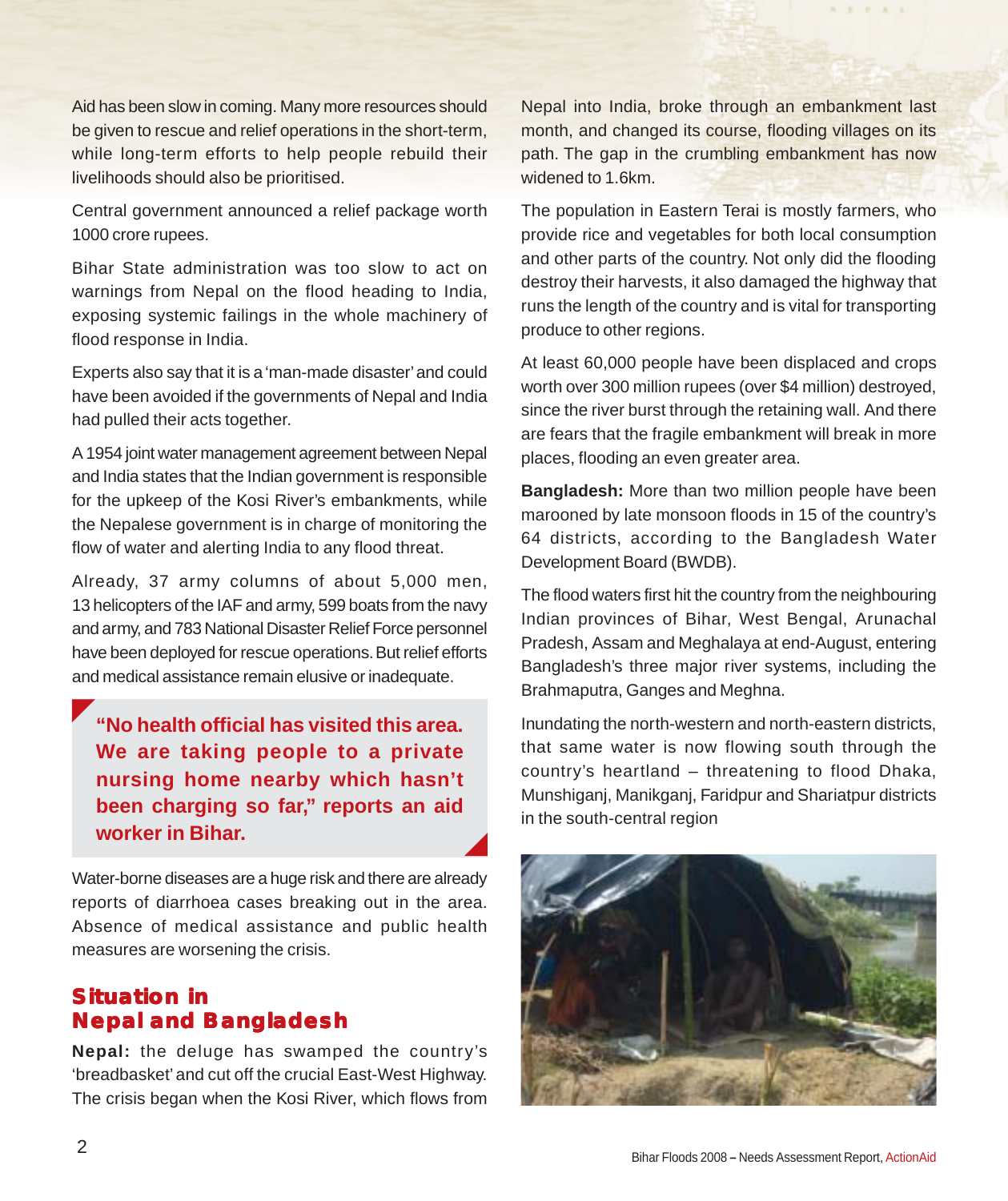Aid has been slow in coming. Many more resources should be given to rescue and relief operations in the short-term, while long-term efforts to help people rebuild their livelihoods should also be prioritised.

Central government announced a relief package worth 1000 crore rupees.

Bihar State administration was too slow to act on warnings from Nepal on the flood heading to India, exposing systemic failings in the whole machinery of flood response in India.

Experts also say that it is a 'man-made disaster' and could have been avoided if the governments of Nepal and India had pulled their acts together.

A 1954 joint water management agreement between Nepal and India states that the Indian government is responsible for the upkeep of the Kosi River's embankments, while the Nepalese government is in charge of monitoring the flow of water and alerting India to any flood threat.

Already, 37 army columns of about 5,000 men, 13 helicopters of the IAF and army, 599 boats from the navy and army, and 783 National Disaster Relief Force personnel have been deployed for rescue operations. But relief efforts and medical assistance remain elusive or inadequate.

> **"No health official has visited this area. We are taking people to a private nursing home nearby which hasn't been charging so far," reports an aid worker in Bihar.**

Water-borne diseases are a huge risk and there are already reports of diarrhoea cases breaking out in the area. Absence of medical assistance and public health measures are worsening the crisis.

## Situation in Nepal and Bangladesh

**Nepal:** the deluge has swamped the country's 'breadbasket' and cut off the crucial East-West Highway. The crisis began when the Kosi River, which flows from Nepal into India, broke through an embankment last month, and changed its course, flooding villages on its path. The gap in the crumbling embankment has now widened to 1.6km.

The population in Eastern Terai is mostly farmers, who provide rice and vegetables for both local consumption and other parts of the country. Not only did the flooding destroy their harvests, it also damaged the highway that runs the length of the country and is vital for transporting produce to other regions.

At least 60,000 people have been displaced and crops worth over 300 million rupees (over $4 million) destroyed, since the river burst through the retaining wall. And there are fears that the fragile embankment will break in more places, flooding an even greater area.

**Bangladesh:** More than two million people have been marooned by late monsoon floods in 15 of the country's 64 districts, according to the Bangladesh Water Development Board (BWDB).

The flood waters first hit the country from the neighbouring Indian provinces of Bihar, West Bengal, Arunachal Pradesh, Assam and Meghalaya at end-August, entering Bangladesh's three major river systems, including the Brahmaputra, Ganges and Meghna.

Inundating the north-western and north-eastern districts, that same water is now flowing south through the country's heartland – threatening to flood Dhaka, Munshiganj, Manikganj, Faridpur and Shariatpur districts in the south-central region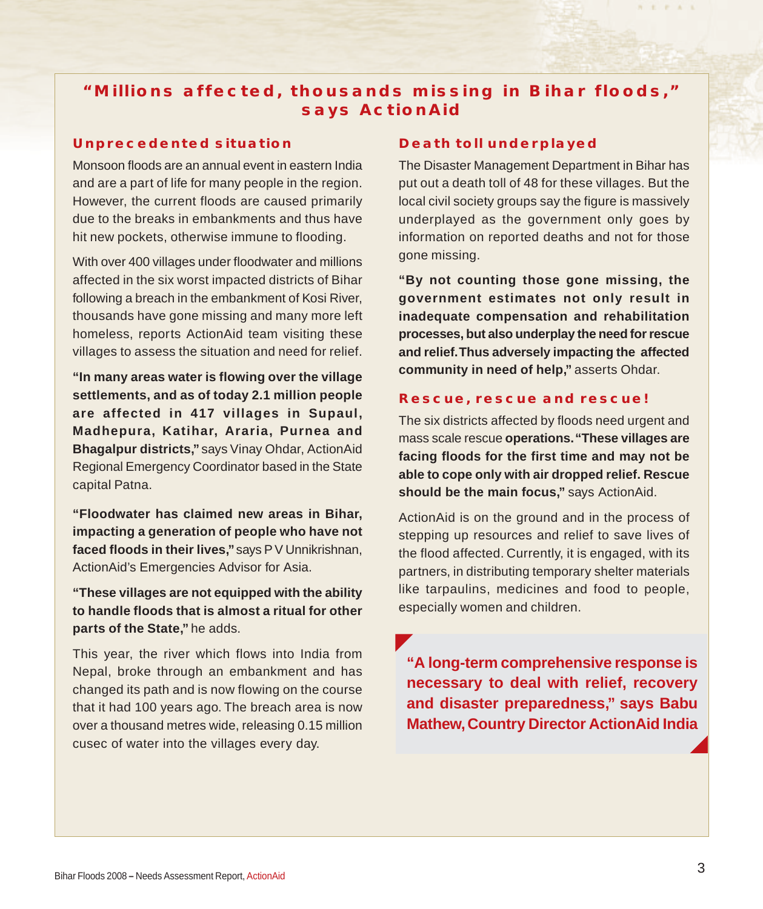## "Millions affected, thousands missing in Bihar floods," says ActionAid

### Unprecedented situation

Monsoon floods are an annual event in eastern India and are a part of life for many people in the region. However, the current floods are caused primarily due to the breaks in embankments and thus have hit new pockets, otherwise immune to flooding.

With over 400 villages under floodwater and millions affected in the six worst impacted districts of Bihar following a breach in the embankment of Kosi River, thousands have gone missing and many more left homeless, reports ActionAid team visiting these villages to assess the situation and need for relief.

**"In many areas water is flowing over the village settlements, and as of today 2.1 million people are affected in 417 villages in Supaul, Madhepura, Katihar, Araria, Purnea and Bhagalpur districts,"** says Vinay Ohdar, ActionAid Regional Emergency Coordinator based in the State capital Patna.

**"Floodwater has claimed new areas in Bihar, impacting a generation of people who have not faced floods in their lives,"** says P V Unnikrishnan, ActionAid's Emergencies Advisor for Asia.

**"These villages are not equipped with the ability to handle floods that is almost a ritual for other parts of the State,"** he adds.

This year, the river which flows into India from Nepal, broke through an embankment and has changed its path and is now flowing on the course that it had 100 years ago. The breach area is now over a thousand metres wide, releasing 0.15 million cusec of water into the villages every day.

### Death toll underplayed

The Disaster Management Department in Bihar has put out a death toll of 48 for these villages. But the local civil society groups say the figure is massively underplayed as the government only goes by information on reported deaths and not for those gone missing.

**"By not counting those gone missing, the government estimates not only result in inadequate compensation and rehabilitation processes, but also underplay the need for rescue and relief. Thus adversely impacting the affected community in need of help,"** asserts Ohdar.

### Rescue, rescue and rescue!

The six districts affected by floods need urgent and mass scale rescue **operations. "These villages are facing floods for the first time and may not be able to cope only with air dropped relief. Rescue should be the main focus,"** says ActionAid.

ActionAid is on the ground and in the process of stepping up resources and relief to save lives of the flood affected. Currently, it is engaged, with its partners, in distributing temporary shelter materials like tarpaulins, medicines and food to people, especially women and children.

> **"A long-term comprehensive response is necessary to deal with relief, recovery and disaster preparedness," says Babu Mathew, Country Director ActionAid India**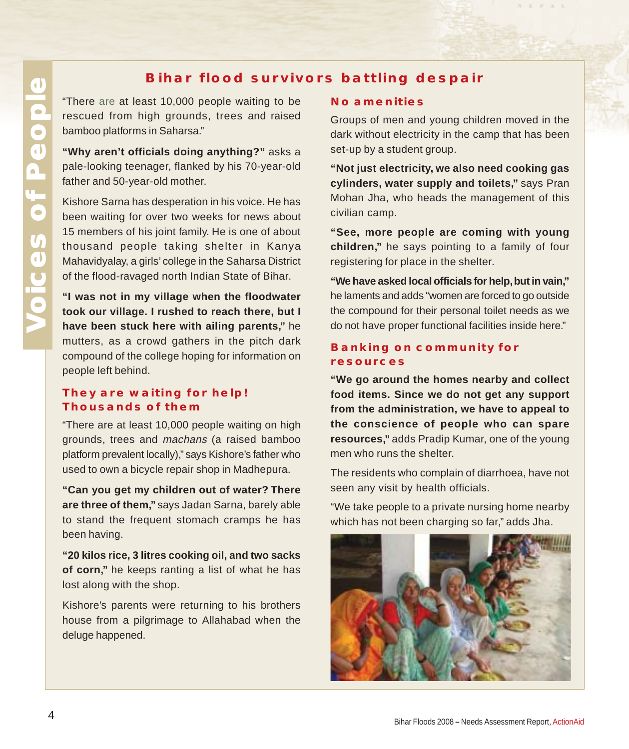# Voices of People

## Bihar flood survivors battling despair

"There are at least 10,000 people waiting to be rescued from high grounds, trees and raised bamboo platforms in Saharsa."

**"Why aren't officials doing anything?"** asks a pale-looking teenager, flanked by his 70-year-old father and 50-year-old mother.

Kishore Sarna has desperation in his voice. He has been waiting for over two weeks for news about 15 members of his joint family. He is one of about thousand people taking shelter in Kanya Mahavidyalay, a girls' college in the Saharsa District of the flood-ravaged north Indian State of Bihar.

**"I was not in my village when the floodwater took our village. I rushed to reach there, but I have been stuck here with ailing parents,"** he mutters, as a crowd gathers in the pitch dark compound of the college hoping for information on people left behind.

### They are waiting for help! Thousands of them

"There are at least 10,000 people waiting on high grounds, trees and *machans* (a raised bamboo platform prevalent locally)," says Kishore's father who used to own a bicycle repair shop in Madhepura.

**"Can you get my children out of water? There are three of them,"** says Jadan Sarna, barely able to stand the frequent stomach cramps he has been having.

**"20 kilos rice, 3 litres cooking oil, and two sacks of corn,"** he keeps ranting a list of what he has lost along with the shop.

Kishore's parents were returning to his brothers house from a pilgrimage to Allahabad when the deluge happened.

### No amenities

Groups of men and young children moved in the dark without electricity in the camp that has been set-up by a student group.

**"Not just electricity, we also need cooking gas cylinders, water supply and toilets,"** says Pran Mohan Jha, who heads the management of this civilian camp.

**"See, more people are coming with young children,"** he says pointing to a family of four registering for place in the shelter.

**"We have asked local officials for help, but in vain,"** he laments and adds "women are forced to go outside the compound for their personal toilet needs as we do not have proper functional facilities inside here."

### Banking on community for resources

**"We go around the homes nearby and collect food items. Since we do not get any support from the administration, we have to appeal to the conscience of people who can spare resources,"** adds Pradip Kumar, one of the young men who runs the shelter.

The residents who complain of diarrhoea, have not seen any visit by health officials.

"We take people to a private nursing home nearby which has not been charging so far," adds Jha.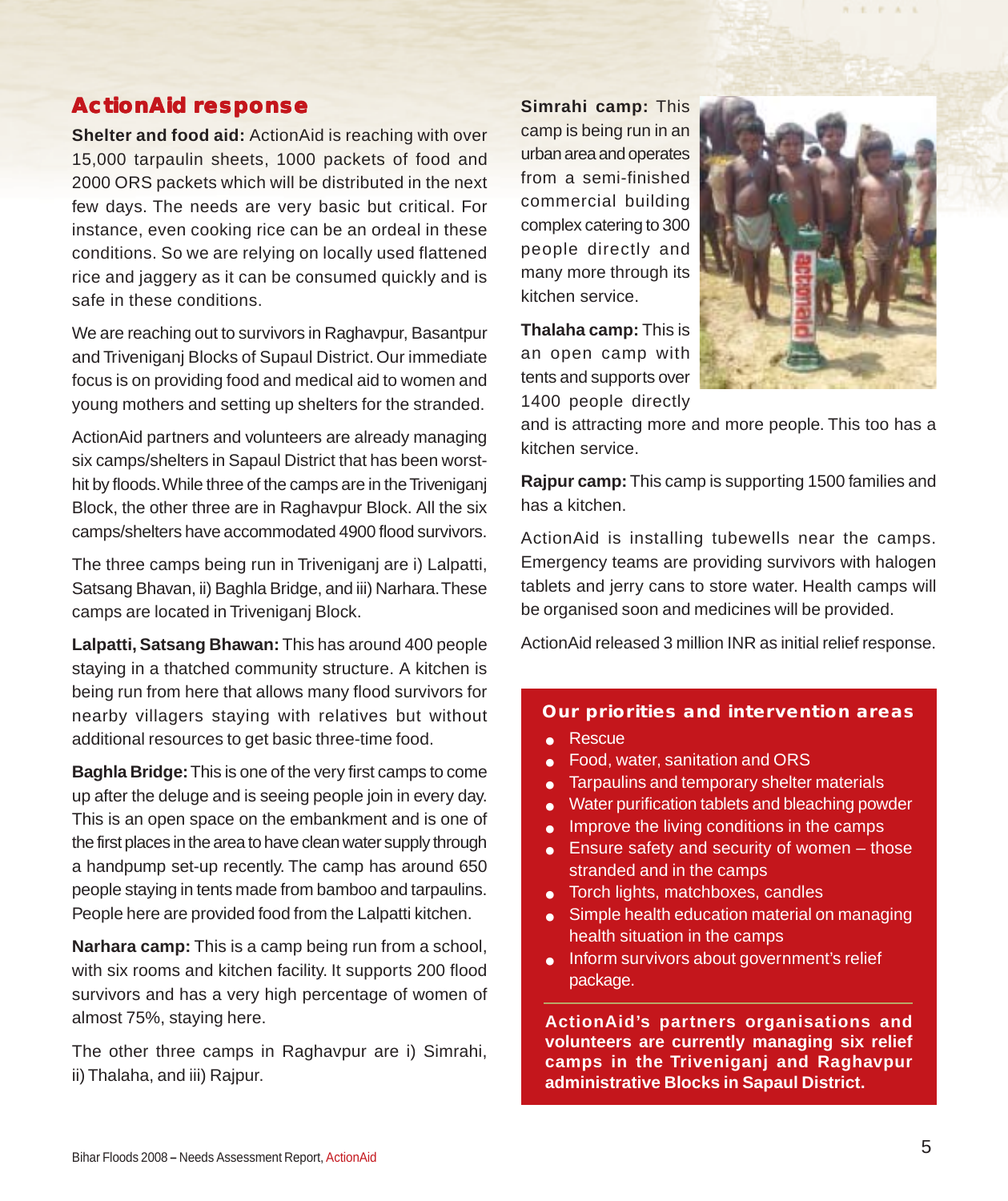## ActionAid response

**Shelter and food aid:** ActionAid is reaching with over 15,000 tarpaulin sheets, 1000 packets of food and 2000 ORS packets which will be distributed in the next few days. The needs are very basic but critical. For instance, even cooking rice can be an ordeal in these conditions. So we are relying on locally used flattened rice and jaggery as it can be consumed quickly and is safe in these conditions.

We are reaching out to survivors in Raghavpur, Basantpur and Triveniganj Blocks of Supaul District. Our immediate focus is on providing food and medical aid to women and young mothers and setting up shelters for the stranded.

ActionAid partners and volunteers are already managing six camps/shelters in Sapaul District that has been worst-hit by floods. While three of the camps are in the Triveniganj Block, the other three are in Raghavpur Block. All the six camps/shelters have accommodated 4900 flood survivors.

The three camps being run in Triveniganj are i) Lalpatti, Satsang Bhavan, ii) Baghla Bridge, and iii) Narhara. These camps are located in Triveniganj Block.

**Lalpatti, Satsang Bhawan:** This has around 400 people staying in a thatched community structure. A kitchen is being run from here that allows many flood survivors for nearby villagers staying with relatives but without additional resources to get basic three-time food.

**Baghla Bridge:** This is one of the very first camps to come up after the deluge and is seeing people join in every day. This is an open space on the embankment and is one of the first places in the area to have clean water supply through a handpump set-up recently. The camp has around 650 people staying in tents made from bamboo and tarpaulins. People here are provided food from the Lalpatti kitchen.

**Narhara camp:** This is a camp being run from a school, with six rooms and kitchen facility. It supports 200 flood survivors and has a very high percentage of women of almost 75%, staying here.

The other three camps in Raghavpur are i) Simrahi, ii) Thalaha, and iii) Rajpur.

**Simrahi camp:** This camp is being run in an urban area and operates from a semi-finished commercial building complex catering to 300 people directly and many more through its kitchen service.

**Thalaha camp:** This is an open camp with tents and supports over 1400 people directly and is attracting more and more people. This too has a kitchen service.

**Rajpur camp:** This camp is supporting 1500 families and has a kitchen.

ActionAid is installing tubewells near the camps. Emergency teams are providing survivors with halogen tablets and jerry cans to store water. Health camps will be organised soon and medicines will be provided.

ActionAid released 3 million INR as initial relief response.

### Our priorities and intervention areas

- Rescue
- Food, water, sanitation and ORS
- Tarpaulins and temporary shelter materials
- Water purification tablets and bleaching powder
- Improve the living conditions in the camps
- Ensure safety and security of women – those stranded and in the camps
- Torch lights, matchboxes, candles
- Simple health education material on managing health situation in the camps
- Inform survivors about government's relief package.

**ActionAid's partners organisations and volunteers are currently managing six relief camps in the Triveniganj and Raghavpur administrative Blocks in Sapaul District.**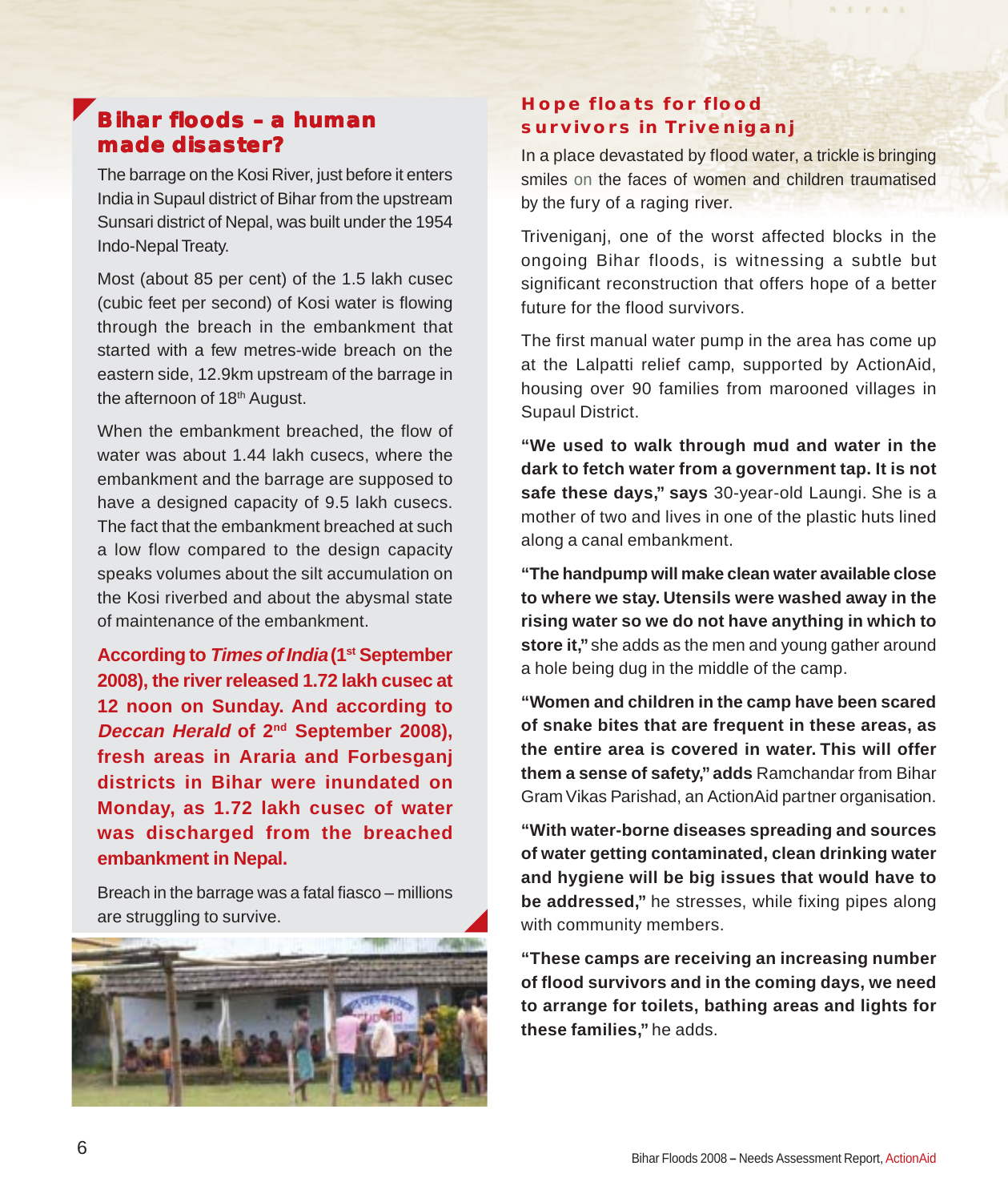## Bihar floods – a human made disaster?

The barrage on the Kosi River, just before it enters India in Supaul district of Bihar from the upstream Sunsari district of Nepal, was built under the 1954 Indo-Nepal Treaty.

Most (about 85 per cent) of the 1.5 lakh cusec (cubic feet per second) of Kosi water is flowing through the breach in the embankment that started with a few metres-wide breach on the eastern side, 12.9km upstream of the barrage in the afternoon of 18th August.

When the embankment breached, the flow of water was about 1.44 lakh cusecs, where the embankment and the barrage are supposed to have a designed capacity of 9.5 lakh cusecs. The fact that the embankment breached at such a low flow compared to the design capacity speaks volumes about the silt accumulation on the Kosi riverbed and about the abysmal state of maintenance of the embankment.

**According to *Times of India* (1st September 2008), the river released 1.72 lakh cusec at 12 noon on Sunday. And according to *Deccan Herald* of 2nd September 2008), fresh areas in Araria and Forbesganj districts in Bihar were inundated on Monday, as 1.72 lakh cusec of water was discharged from the breached embankment in Nepal.**

Breach in the barrage was a fatal fiasco – millions are struggling to survive.

## Hope floats for flood survivors in Triveniganj

In a place devastated by flood water, a trickle is bringing smiles on the faces of women and children traumatised by the fury of a raging river.

Triveniganj, one of the worst affected blocks in the ongoing Bihar floods, is witnessing a subtle but significant reconstruction that offers hope of a better future for the flood survivors.

The first manual water pump in the area has come up at the Lalpatti relief camp, supported by ActionAid, housing over 90 families from marooned villages in Supaul District.

**"We used to walk through mud and water in the dark to fetch water from a government tap. It is not safe these days," says** 30-year-old Laungi. She is a mother of two and lives in one of the plastic huts lined along a canal embankment.

**"The handpump will make clean water available close to where we stay. Utensils were washed away in the rising water so we do not have anything in which to store it,"** she adds as the men and young gather around a hole being dug in the middle of the camp.

**"Women and children in the camp have been scared of snake bites that are frequent in these areas, as the entire area is covered in water. This will offer them a sense of safety," adds** Ramchandar from Bihar Gram Vikas Parishad, an ActionAid partner organisation.

**"With water-borne diseases spreading and sources of water getting contaminated, clean drinking water and hygiene will be big issues that would have to be addressed,"** he stresses, while fixing pipes along with community members.

**"These camps are receiving an increasing number of flood survivors and in the coming days, we need to arrange for toilets, bathing areas and lights for these families,"** he adds.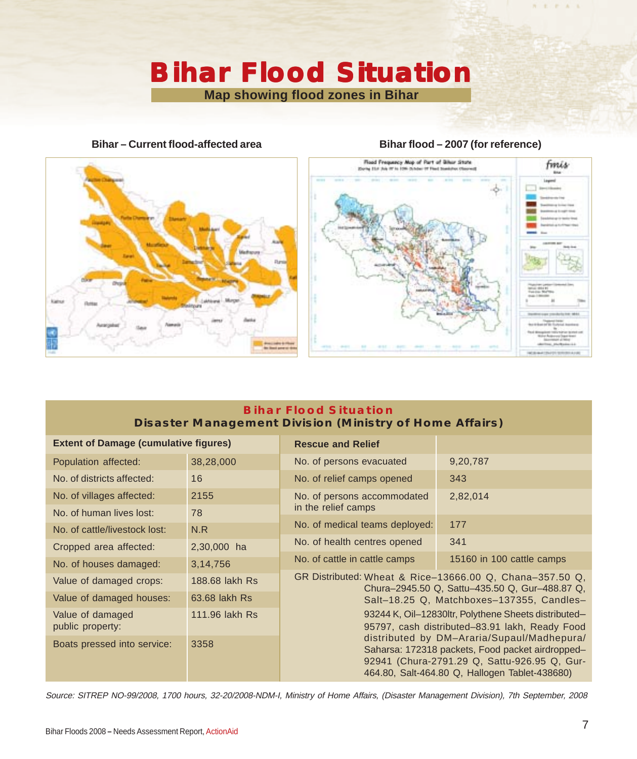# Bihar Flood Situation

## Map showing flood zones in Bihar

**Bihar – Current flood-affected area**

**Bihar flood – 2007 (for reference)**

### Bihar Flood Situation
### Disaster Management Division (Ministry of Home Affairs)

| Extent of Damage (cumulative figures) | | Rescue and Relief | |
|---|---|---|---|
| Population affected: | 38,28,000 | No. of persons evacuated | 9,20,787 |
| No. of districts affected: | 16 | No. of relief camps opened | 343 |
| No. of villages affected: | 2155 | No. of persons accommodated in the relief camps | 2,82,014 |
| No. of human lives lost: | 78 | | |
| No. of cattle/livestock lost: | N.R | No. of medical teams deployed: | 177 |
| Cropped area affected: | 2,30,000 ha | No. of health centres opened | 341 |
| No. of houses damaged: | 3,14,756 | No. of cattle in cattle camps | 15160 in 100 cattle camps |
| Value of damaged crops: | 188.68 lakh Rs | GR Distributed: | Wheat & Rice–13666.00 Q, Chana–357.50 Q, Chura–2945.50 Q, Sattu–435.50 Q, Gur–488.87 Q, Salt–18.25 Q, Matchboxes–137355, Candles–93244 K, Oil–12830ltr, Polythene Sheets distributed–95797, cash distributed–83.91 lakh, Ready Food distributed by DM–Araria/Supaul/Madhepura/ Saharsa: 172318 packets, Food packet airdropped–92941 (Chura-2791.29 Q, Sattu-926.95 Q, Gur-464.80, Salt-464.80 Q, Hallogen Tablet-438680) |
| Value of damaged houses: | 63.68 lakh Rs | | |
| Value of damaged public property: | 111.96 lakh Rs | | |
| Boats pressed into service: | 3358 | | |

*Source: SITREP NO-99/2008, 1700 hours, 32-20/2008-NDM-I, Ministry of Home Affairs, (Disaster Management Division), 7th September, 2008*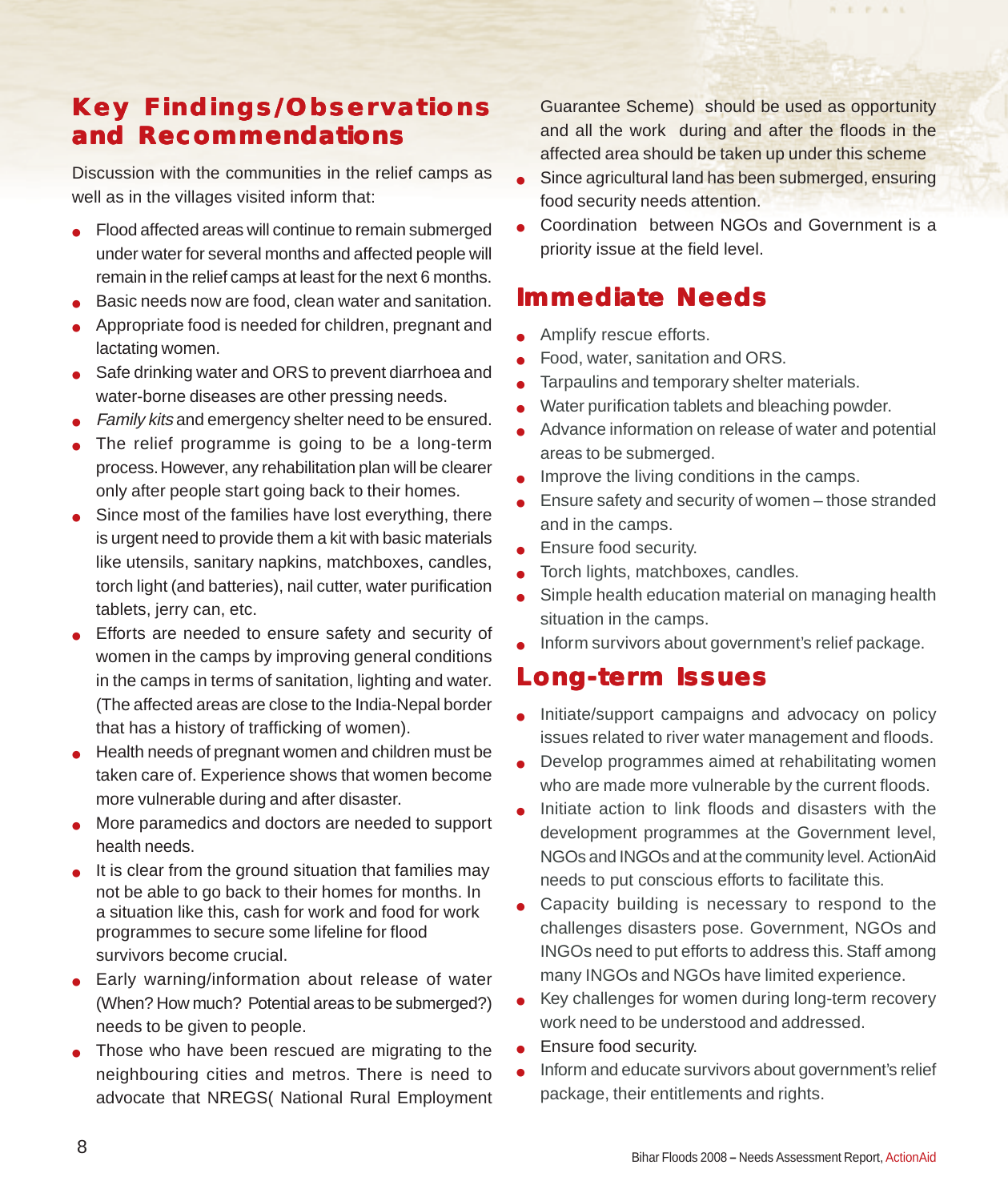## Key Findings/Observations and Recommendations

Discussion with the communities in the relief camps as well as in the villages visited inform that:

- Flood affected areas will continue to remain submerged under water for several months and affected people will remain in the relief camps at least for the next 6 months.
- Basic needs now are food, clean water and sanitation.
- Appropriate food is needed for children, pregnant and lactating women.
- Safe drinking water and ORS to prevent diarrhoea and water-borne diseases are other pressing needs.
- *Family kits* and emergency shelter need to be ensured.
- The relief programme is going to be a long-term process. However, any rehabilitation plan will be clearer only after people start going back to their homes.
- Since most of the families have lost everything, there is urgent need to provide them a kit with basic materials like utensils, sanitary napkins, matchboxes, candles, torch light (and batteries), nail cutter, water purification tablets, jerry can, etc.
- Efforts are needed to ensure safety and security of women in the camps by improving general conditions in the camps in terms of sanitation, lighting and water. (The affected areas are close to the India-Nepal border that has a history of trafficking of women).
- Health needs of pregnant women and children must be taken care of. Experience shows that women become more vulnerable during and after disaster.
- More paramedics and doctors are needed to support health needs.
- It is clear from the ground situation that families may not be able to go back to their homes for months. In a situation like this, cash for work and food for work programmes to secure some lifeline for flood survivors become crucial.
- Early warning/information about release of water (When? How much? Potential areas to be submerged?) needs to be given to people.
- Those who have been rescued are migrating to the neighbouring cities and metros. There is need to advocate that NREGS( National Rural Employment Guarantee Scheme) should be used as opportunity and all the work during and after the floods in the affected area should be taken up under this scheme
- Since agricultural land has been submerged, ensuring food security needs attention.
- Coordination between NGOs and Government is a priority issue at the field level.

## Immediate Needs

- Amplify rescue efforts.
- Food, water, sanitation and ORS.
- Tarpaulins and temporary shelter materials.
- Water purification tablets and bleaching powder.
- Advance information on release of water and potential areas to be submerged.
- Improve the living conditions in the camps.
- Ensure safety and security of women – those stranded and in the camps.
- Ensure food security.
- Torch lights, matchboxes, candles.
- Simple health education material on managing health situation in the camps.
- Inform survivors about government's relief package.

## Long-term Issues

- Initiate/support campaigns and advocacy on policy issues related to river water management and floods.
- Develop programmes aimed at rehabilitating women who are made more vulnerable by the current floods.
- Initiate action to link floods and disasters with the development programmes at the Government level, NGOs and INGOs and at the community level. ActionAid needs to put conscious efforts to facilitate this.
- Capacity building is necessary to respond to the challenges disasters pose. Government, NGOs and INGOs need to put efforts to address this. Staff among many INGOs and NGOs have limited experience.
- Key challenges for women during long-term recovery work need to be understood and addressed.
- Ensure food security.
- Inform and educate survivors about government's relief package, their entitlements and rights.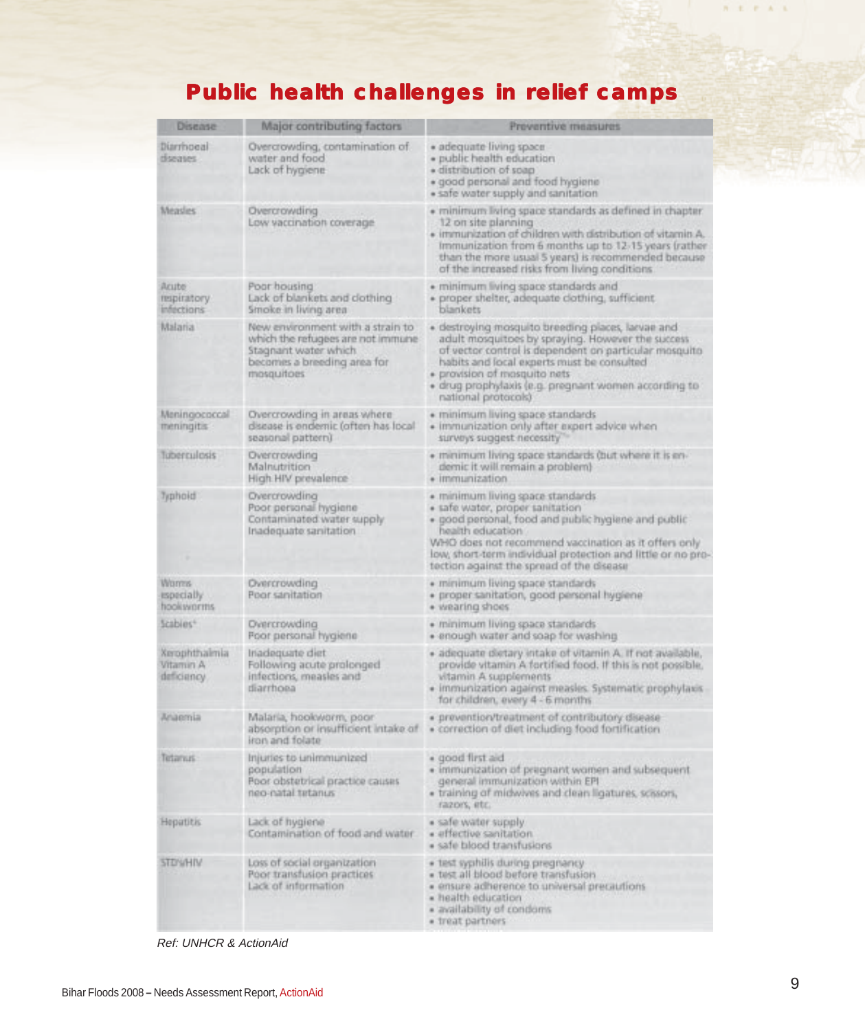# Public health challenges in relief camps

| Disease | Major contributing factors | Preventive measures |
|---|---|---|
| Diarrhoeal diseases | Overcrowding, contamination of water and food<br>Lack of hygiene | • adequate living space<br>• public health education<br>• distribution of soap<br>• good personal and food hygiene<br>• safe water supply and sanitation |
| Measles | Overcrowding<br>Low vaccination coverage | • minimum living space standards as defined in chapter 12 on site planning<br>• immunization of children with distribution of vitamin A. Immunization from 6 months up to 12-15 years (rather than the more usual 5 years) is recommended because of the increased risks from living conditions |
| Acute respiratory infections | Poor housing<br>Lack of blankets and clothing<br>Smoke in living area | • minimum living space standards and<br>• proper shelter, adequate clothing, sufficient blankets |
| Malaria | New environment with a strain to which the refugees are not immune<br>Stagnant water which becomes a breeding area for mosquitoes | • destroying mosquito breeding places, larvae and adult mosquitoes by spraying. However the success of vector control is dependent on particular mosquito habits and local experts must be consulted<br>• provision of mosquito nets<br>• drug prophylaxis (e.g. pregnant women according to national protocols) |
| Meningococcal meningitis | Overcrowding in areas where disease is endemic (often has local seasonal pattern) | • minimum living space standards<br>• immunization only after expert advice when surveys suggest necessity |
| Tuberculosis | Overcrowding<br>Malnutrition<br>High HIV prevalence | • minimum living space standards (but where it is endemic it will remain a problem)<br>• immunization |
| Typhoid | Overcrowding<br>Poor personal hygiene<br>Contaminated water supply<br>Inadequate sanitation | • minimum living space standards<br>• safe water, proper sanitation<br>• good personal, food and public hygiene and public health education<br>WHO does not recommend vaccination as it offers only low, short-term individual protection and little or no protection against the spread of the disease |
| Worms especially hookworms | Overcrowding<br>Poor sanitation | • minimum living space standards<br>• proper sanitation, good personal hygiene<br>• wearing shoes |
| Scabies* | Overcrowding<br>Poor personal hygiene | • minimum living space standards<br>• enough water and soap for washing |
| Xerophthalmia Vitamin A deficiency | Inadequate diet<br>Following acute prolonged infections, measles and diarrhoea | • adequate dietary intake of vitamin A. If not available, provide vitamin A fortified food. If this is not possible, vitamin A supplements<br>• immunization against measles. Systematic prophylaxis for children, every 4 - 6 months |
| Anaemia | Malaria, hookworm, poor absorption or insufficient intake of iron and folate | • prevention/treatment of contributory disease<br>• correction of diet including food fortification |
| Tetanus | Injuries to unimmunized population<br>Poor obstetrical practice causes neo-natal tetanus | • good first aid<br>• immunization of pregnant women and subsequent general immunization within EPI<br>• training of midwives and clean ligatures, scissors, razors, etc. |
| Hepatitis | Lack of hygiene<br>Contamination of food and water | • safe water supply<br>• effective sanitation<br>• safe blood transfusions |
| STD's/HIV | Loss of social organization<br>Poor transfusion practices<br>Lack of information | • test syphilis during pregnancy<br>• test all blood before transfusion<br>• ensure adherence to universal precautions<br>• health education<br>• availability of condoms<br>• treat partners |

*Ref: UNHCR & ActionAid*

Bihar Floods 2008 – Needs Assessment Report, ActionAid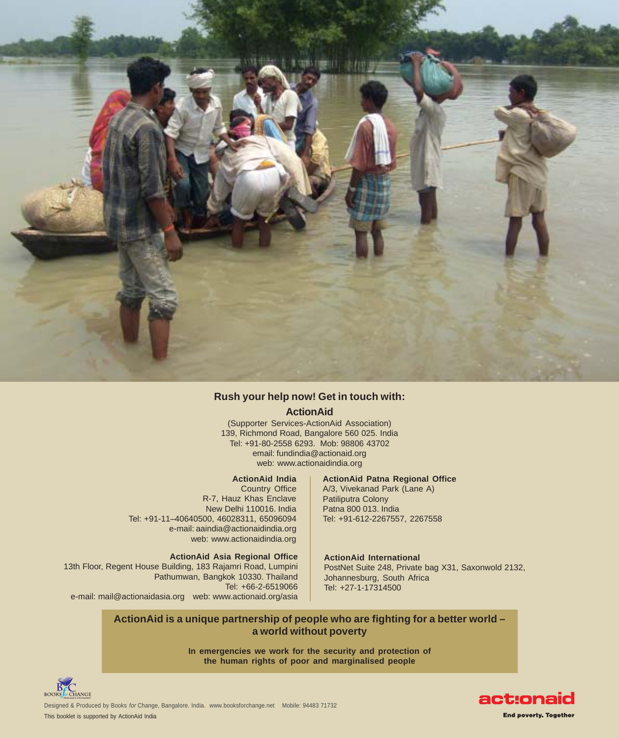**Rush your help now! Get in touch with:**

**ActionAid**

(Supporter Services-ActionAid Association)
139, Richmond Road, Bangalore 560 025. India
Tel: +91-80-2558 6293. Mob: 98806 43702
email: fundindia@actionaid.org
web: www.actionaidindia.org

**ActionAid India**
Country Office
R-7, Hauz Khas Enclave
New Delhi 110016. India
Tel: +91-11–40640500, 46028311, 65096094
e-mail: aaindia@actionaidindia.org
web: www.actionaidindia.org

**ActionAid Patna Regional Office**
A/3, Vivekanad Park (Lane A)
Patiliputra Colony
Patna 800 013. India
Tel: +91-612-2267557, 2267558

**ActionAid Asia Regional Office**
13th Floor, Regent House Building, 183 Rajamri Road, Lumpini
Pathumwan, Bangkok 10330. Thailand
Tel: +66-2-6519066
e-mail: mail@actionaidasia.org web: www.actionaid.org/asia

**ActionAid International**
PostNet Suite 248, Private bag X31, Saxonwold 2132,
Johannesburg, South Africa
Tel: +27-1-17314500

**ActionAid is a unique partnership of people who are fighting for a better world – a world without poverty**

**In emergencies we work for the security and protection of the human rights of poor and marginalised people**

Designed & Produced by Books *for* Change, Bangalore. India. www.booksforchange.net Mobile: 94483 71732

This booklet is supported by ActionAid India

actionaid

**End poverty. Together**